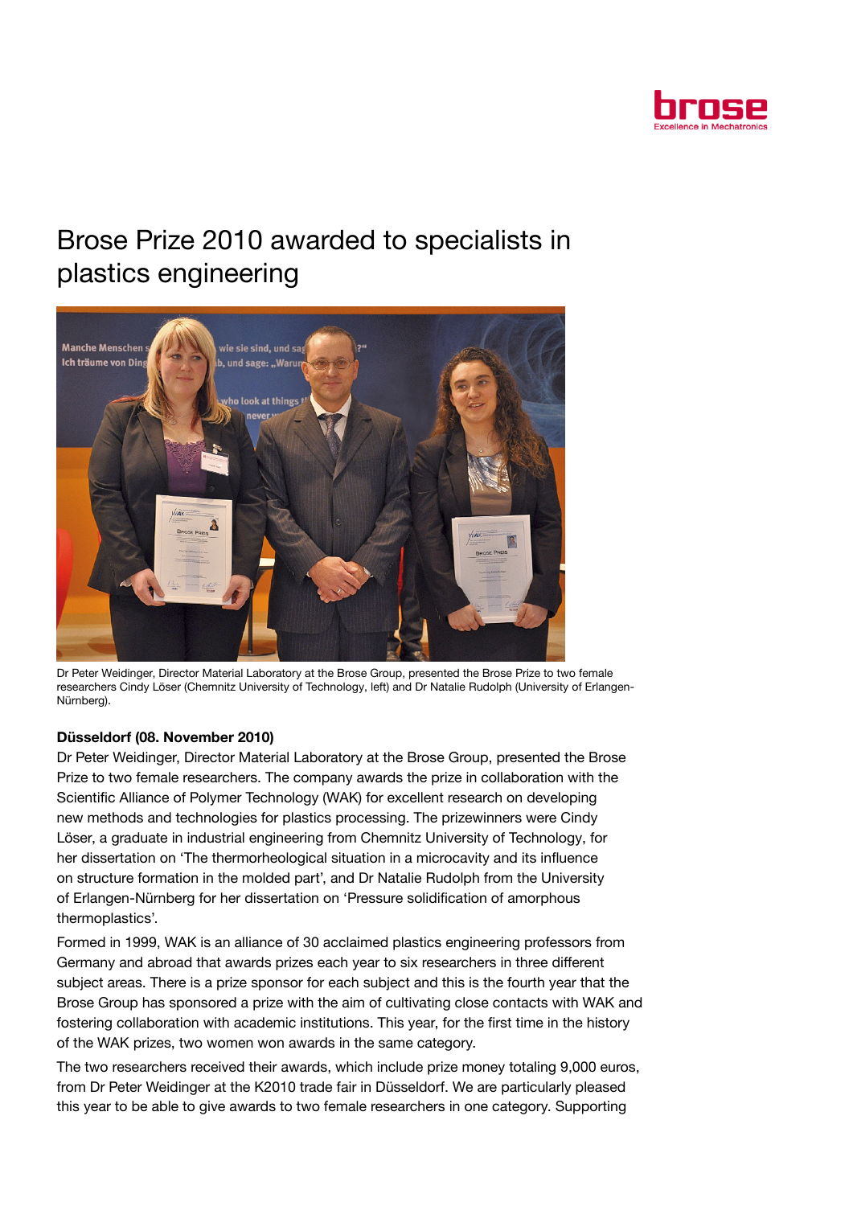# Brose Prize 2010 awarded to specialists in plastics engineering

Dr Peter Weidinger, Director Material Laboratory at the Brose Group, presented the Brose Prize to two female researchers Cindy Löser (Chemnitz University of Technology, left) and Dr Natalie Rudolph (University of Erlangen-Nürnberg).

**Düsseldorf (08. November 2010)**

Dr Peter Weidinger, Director Material Laboratory at the Brose Group, presented the Brose Prize to two female researchers. The company awards the prize in collaboration with the Scientific Alliance of Polymer Technology (WAK) for excellent research on developing new methods and technologies for plastics processing. The prizewinners were Cindy Löser, a graduate in industrial engineering from Chemnitz University of Technology, for her dissertation on 'The thermorheological situation in a microcavity and its influence on structure formation in the molded part', and Dr Natalie Rudolph from the University of Erlangen-Nürnberg for her dissertation on 'Pressure solidification of amorphous thermoplastics'.

Formed in 1999, WAK is an alliance of 30 acclaimed plastics engineering professors from Germany and abroad that awards prizes each year to six researchers in three different subject areas. There is a prize sponsor for each subject and this is the fourth year that the Brose Group has sponsored a prize with the aim of cultivating close contacts with WAK and fostering collaboration with academic institutions. This year, for the first time in the history of the WAK prizes, two women won awards in the same category.

The two researchers received their awards, which include prize money totaling 9,000 euros, from Dr Peter Weidinger at the K2010 trade fair in Düsseldorf. We are particularly pleased this year to be able to give awards to two female researchers in one category. Supporting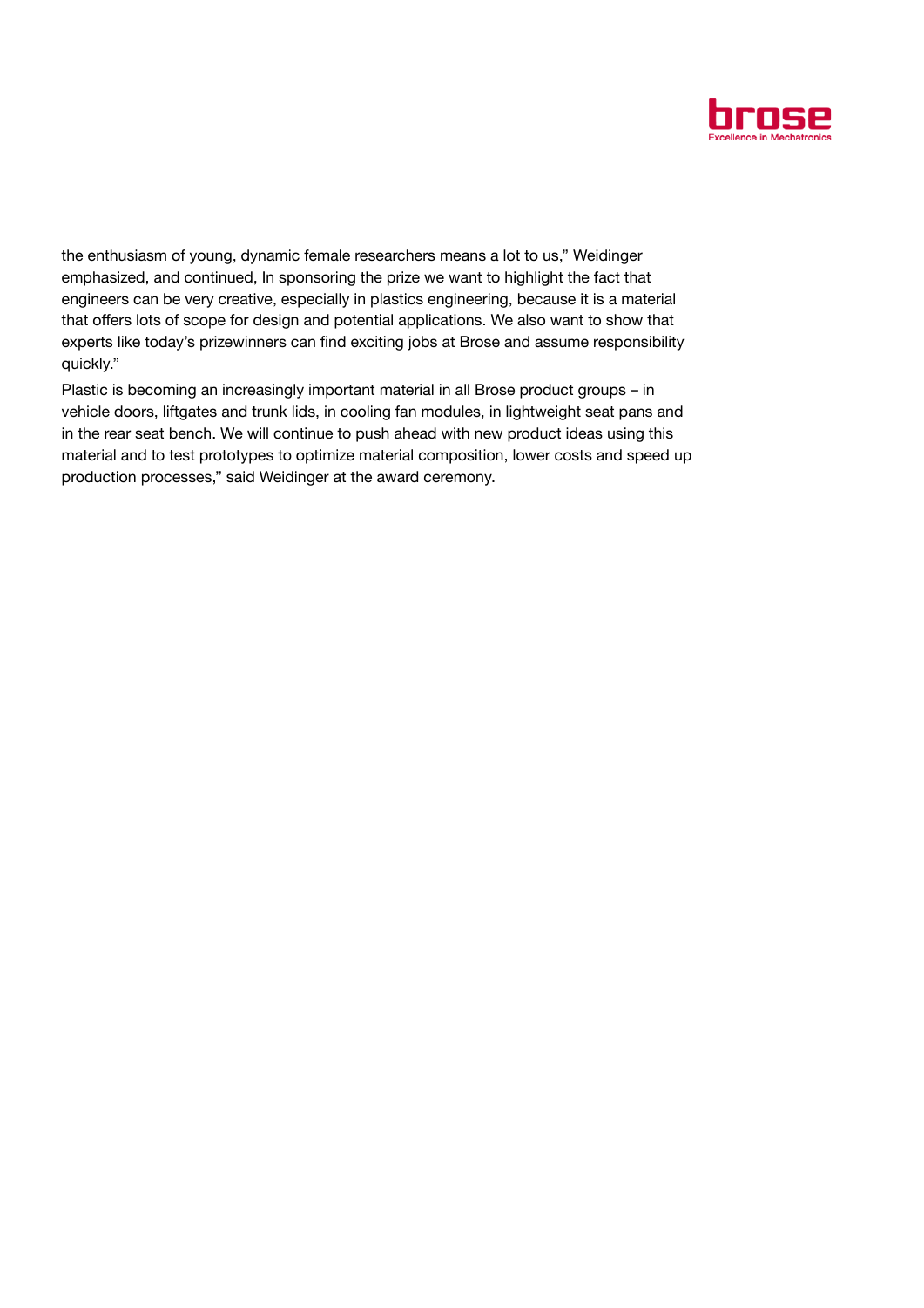the enthusiasm of young, dynamic female researchers means a lot to us," Weidinger emphasized, and continued, In sponsoring the prize we want to highlight the fact that engineers can be very creative, especially in plastics engineering, because it is a material that offers lots of scope for design and potential applications. We also want to show that experts like today's prizewinners can find exciting jobs at Brose and assume responsibility quickly."

Plastic is becoming an increasingly important material in all Brose product groups – in vehicle doors, liftgates and trunk lids, in cooling fan modules, in lightweight seat pans and in the rear seat bench. We will continue to push ahead with new product ideas using this material and to test prototypes to optimize material composition, lower costs and speed up production processes," said Weidinger at the award ceremony.